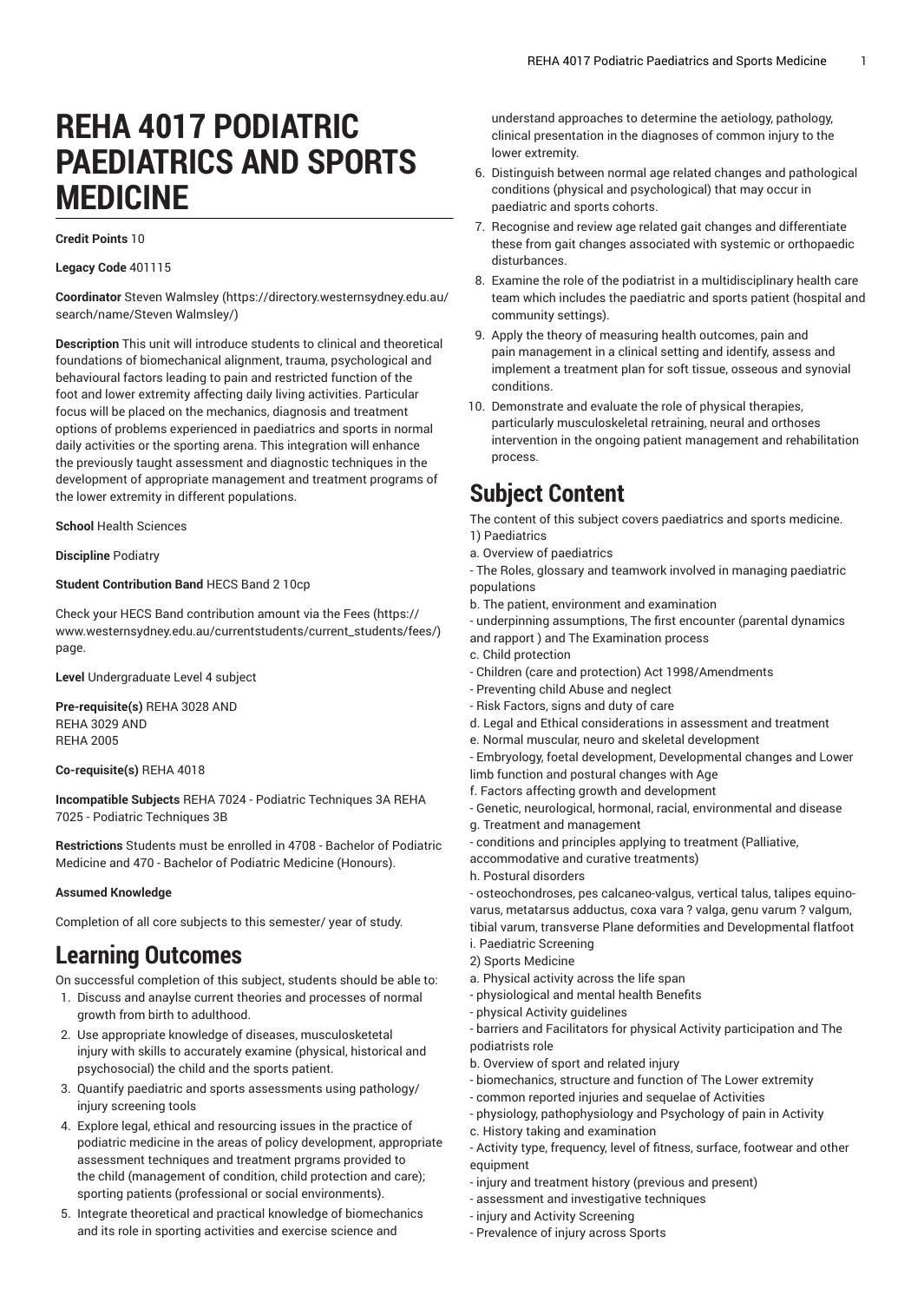# REHA 4017 PODIATRIC PAEDIATRICS AND SPORTS MEDICINE

**Credit Points** 10

**Legacy Code** 401115

**Coordinator** Steven Walmsley (https://directory.westernsydney.edu.au/search/name/Steven Walmsley/)

**Description** This unit will introduce students to clinical and theoretical foundations of biomechanical alignment, trauma, psychological and behavioural factors leading to pain and restricted function of the foot and lower extremity affecting daily living activities. Particular focus will be placed on the mechanics, diagnosis and treatment options of problems experienced in paediatrics and sports in normal daily activities or the sporting arena. This integration will enhance the previously taught assessment and diagnostic techniques in the development of appropriate management and treatment programs of the lower extremity in different populations.

**School** Health Sciences

**Discipline** Podiatry

**Student Contribution Band** HECS Band 2 10cp

Check your HECS Band contribution amount via the Fees (https://www.westernsydney.edu.au/currentstudents/current_students/fees/) page.

**Level** Undergraduate Level 4 subject

**Pre-requisite(s)** REHA 3028 AND
REHA 3029 AND
REHA 2005

**Co-requisite(s)** REHA 4018

**Incompatible Subjects** REHA 7024 - Podiatric Techniques 3A REHA 7025 - Podiatric Techniques 3B

**Restrictions** Students must be enrolled in 4708 - Bachelor of Podiatric Medicine and 470 - Bachelor of Podiatric Medicine (Honours).

**Assumed Knowledge**

Completion of all core subjects to this semester/ year of study.

## Learning Outcomes

On successful completion of this subject, students should be able to:

1. Discuss and anaylse current theories and processes of normal growth from birth to adulthood.
2. Use appropriate knowledge of diseases, musculosketetal injury with skills to accurately examine (physical, historical and psychosocial) the child and the sports patient.
3. Quantify paediatric and sports assessments using pathology/injury screening tools
4. Explore legal, ethical and resourcing issues in the practice of podiatric medicine in the areas of policy development, appropriate assessment techniques and treatment prgrams provided to the child (management of condition, child protection and care); sporting patients (professional or social environments).
5. Integrate theoretical and practical knowledge of biomechanics and its role in sporting activities and exercise science and understand approaches to determine the aetiology, pathology, clinical presentation in the diagnoses of common injury to the lower extremity.
6. Distinguish between normal age related changes and pathological conditions (physical and psychological) that may occur in paediatric and sports cohorts.
7. Recognise and review age related gait changes and differentiate these from gait changes associated with systemic or orthopaedic disturbances.
8. Examine the role of the podiatrist in a multidisciplinary health care team which includes the paediatric and sports patient (hospital and community settings).
9. Apply the theory of measuring health outcomes, pain and pain management in a clinical setting and identify, assess and implement a treatment plan for soft tissue, osseous and synovial conditions.
10. Demonstrate and evaluate the role of physical therapies, particularly musculoskeletal retraining, neural and orthoses intervention in the ongoing patient management and rehabilitation process.

## Subject Content

The content of this subject covers paediatrics and sports medicine.
1) Paediatrics
a. Overview of paediatrics
- The Roles, glossary and teamwork involved in managing paediatric populations
b. The patient, environment and examination
- underpinning assumptions, The first encounter (parental dynamics and rapport ) and The Examination process
c. Child protection
- Children (care and protection) Act 1998/Amendments
- Preventing child Abuse and neglect
- Risk Factors, signs and duty of care
d. Legal and Ethical considerations in assessment and treatment
e. Normal muscular, neuro and skeletal development
- Embryology, foetal development, Developmental changes and Lower limb function and postural changes with Age
f. Factors affecting growth and development
- Genetic, neurological, hormonal, racial, environmental and disease
g. Treatment and management
- conditions and principles applying to treatment (Palliative, accommodative and curative treatments)
h. Postural disorders
- osteochondroses, pes calcaneo-valgus, vertical talus, talipes equino-varus, metatarsus adductus, coxa vara ? valga, genu varum ? valgum, tibial varum, transverse Plane deformities and Developmental flatfoot
i. Paediatric Screening
2) Sports Medicine
a. Physical activity across the life span
- physiological and mental health Benefits
- physical Activity guidelines
- barriers and Facilitators for physical Activity participation and The podiatrists role
b. Overview of sport and related injury
- biomechanics, structure and function of The Lower extremity
- common reported injuries and sequelae of Activities
- physiology, pathophysiology and Psychology of pain in Activity
c. History taking and examination
- Activity type, frequency, level of fitness, surface, footwear and other equipment
- injury and treatment history (previous and present)
- assessment and investigative techniques
- injury and Activity Screening
- Prevalence of injury across Sports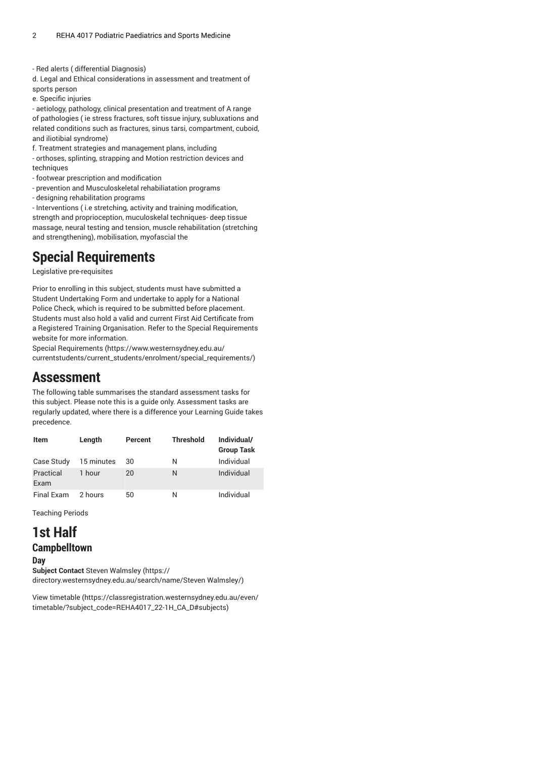- Red alerts ( differential Diagnosis)

d. Legal and Ethical considerations in assessment and treatment of sports person

e. Specific injuries

- aetiology, pathology, clinical presentation and treatment of A range of pathologies ( ie stress fractures, soft tissue injury, subluxations and related conditions such as fractures, sinus tarsi, compartment, cuboid, and iliotibial syndrome)

f. Treatment strategies and management plans, including

- orthoses, splinting, strapping and Motion restriction devices and techniques
- footwear prescription and modification
- prevention and Musculoskeletal rehabiliatation programs
- designing rehabilitation programs
- Interventions ( i.e stretching, activity and training modification, strength and proprioception, muculoskelal techniques- deep tissue massage, neural testing and tension, muscle rehabilitation (stretching and strengthening), mobilisation, myofascial the

# Special Requirements

Legislative pre-requisites

Prior to enrolling in this subject, students must have submitted a Student Undertaking Form and undertake to apply for a National Police Check, which is required to be submitted before placement. Students must also hold a valid and current First Aid Certificate from a Registered Training Organisation. Refer to the Special Requirements website for more information.

Special Requirements (https://www.westernsydney.edu.au/currentstudents/current_students/enrolment/special_requirements/)

# Assessment

The following table summarises the standard assessment tasks for this subject. Please note this is a guide only. Assessment tasks are regularly updated, where there is a difference your Learning Guide takes precedence.

| Item | Length | Percent | Threshold | Individual/ Group Task |
|---|---|---|---|---|
| Case Study | 15 minutes | 30 | N | Individual |
| Practical Exam | 1 hour | 20 | N | Individual |
| Final Exam | 2 hours | 50 | N | Individual |

Teaching Periods

# 1st Half

## Campbelltown

### Day

**Subject Contact** Steven Walmsley (https://directory.westernsydney.edu.au/search/name/Steven Walmsley/)

View timetable (https://classregistration.westernsydney.edu.au/even/timetable/?subject_code=REHA4017_22-1H_CA_D#subjects)